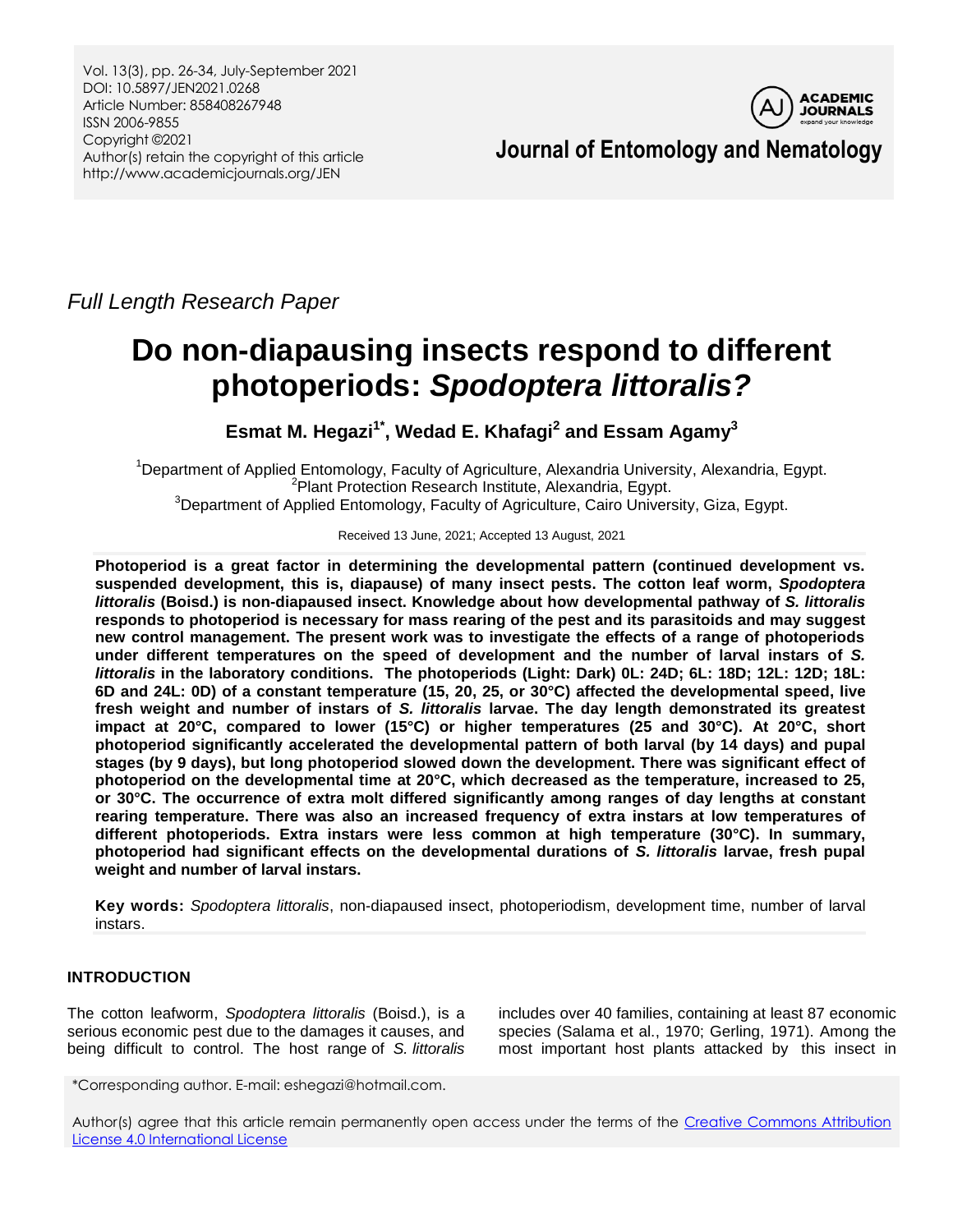Vol. 13(3), pp. 26-34, July-September 2021
DOI: 10.5897/JEN2021.0268
Article Number: 858408267948
ISSN 2006-9855
Copyright ©2021
Author(s) retain the copyright of this article
http://www.academicjournals.org/JEN

**Journal of Entomology and Nematology**

*Full Length Research Paper*

# Do non-diapausing insects respond to different photoperiods: *Spodoptera littoralis?*

**Esmat M. Hegazi[1*], Wedad E. Khafagi[2] and Essam Agamy[3]**

[1]Department of Applied Entomology, Faculty of Agriculture, Alexandria University, Alexandria, Egypt.
[2]Plant Protection Research Institute, Alexandria, Egypt.
[3]Department of Applied Entomology, Faculty of Agriculture, Cairo University, Giza, Egypt.

Received 13 June, 2021; Accepted 13 August, 2021

**Photoperiod is a great factor in determining the developmental pattern (continued development vs. suspended development, this is, diapause) of many insect pests. The cotton leaf worm, *Spodoptera littoralis* (Boisd.) is non-diapaused insect. Knowledge about how developmental pathway of *S. littoralis* responds to photoperiod is necessary for mass rearing of the pest and its parasitoids and may suggest new control management. The present work was to investigate the effects of a range of photoperiods under different temperatures on the speed of development and the number of larval instars of *S. littoralis* in the laboratory conditions. The photoperiods (Light: Dark) 0L: 24D; 6L: 18D; 12L: 12D; 18L: 6D and 24L: 0D) of a constant temperature (15, 20, 25, or 30°C) affected the developmental speed, live fresh weight and number of instars of *S. littoralis* larvae. The day length demonstrated its greatest impact at 20°C, compared to lower (15°C) or higher temperatures (25 and 30°C). At 20°C, short photoperiod significantly accelerated the developmental pattern of both larval (by 14 days) and pupal stages (by 9 days), but long photoperiod slowed down the development. There was significant effect of photoperiod on the developmental time at 20°C, which decreased as the temperature, increased to 25, or 30°C. The occurrence of extra molt differed significantly among ranges of day lengths at constant rearing temperature. There was also an increased frequency of extra instars at low temperatures of different photoperiods. Extra instars were less common at high temperature (30°C). In summary, photoperiod had significant effects on the developmental durations of *S. littoralis* larvae, fresh pupal weight and number of larval instars.**

**Key words:** *Spodoptera littoralis*, non-diapaused insect, photoperiodism, development time, number of larval instars.

## INTRODUCTION

The cotton leafworm, *Spodoptera littoralis* (Boisd.), is a serious economic pest due to the damages it causes, and being difficult to control. The host range of *S. littoralis* includes over 40 families, containing at least 87 economic species (Salama et al., 1970; Gerling, 1971). Among the most important host plants attacked by this insect in

*Corresponding author. E-mail: eshegazi@hotmail.com.

Author(s) agree that this article remain permanently open access under the terms of the Creative Commons Attribution License 4.0 International License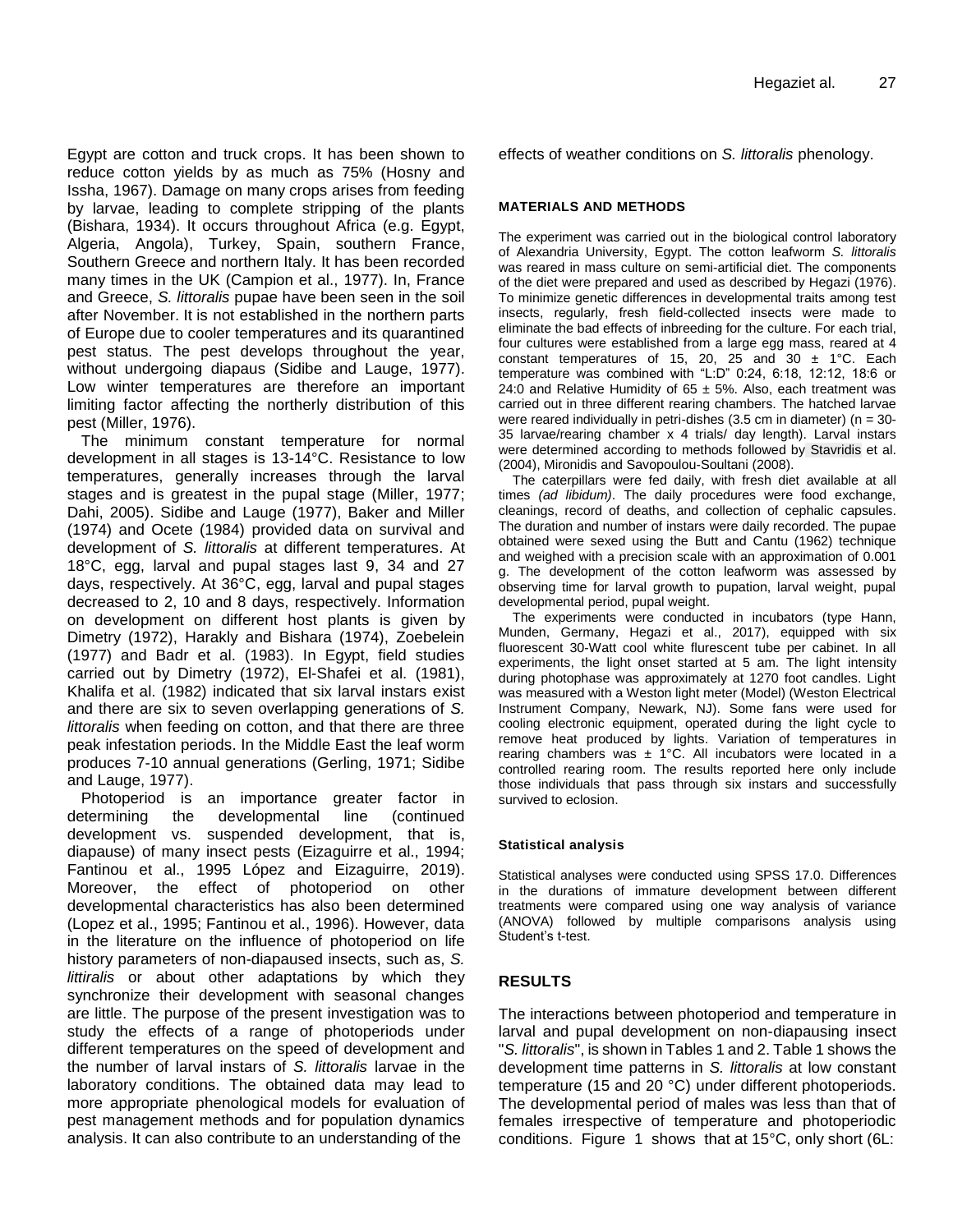Egypt are cotton and truck crops. It has been shown to reduce cotton yields by as much as 75% (Hosny and Issha, 1967). Damage on many crops arises from feeding by larvae, leading to complete stripping of the plants (Bishara, 1934). It occurs throughout Africa (e.g. Egypt, Algeria, Angola), Turkey, Spain, southern France, Southern Greece and northern Italy. It has been recorded many times in the UK (Campion et al., 1977). In, France and Greece, *S. littoralis* pupae have been seen in the soil after November. It is not established in the northern parts of Europe due to cooler temperatures and its quarantined pest status. The pest develops throughout the year, without undergoing diapaus (Sidibe and Lauge, 1977). Low winter temperatures are therefore an important limiting factor affecting the northerly distribution of this pest (Miller, 1976).

The minimum constant temperature for normal development in all stages is 13-14°C. Resistance to low temperatures, generally increases through the larval stages and is greatest in the pupal stage (Miller, 1977; Dahi, 2005). Sidibe and Lauge (1977), Baker and Miller (1974) and Ocete (1984) provided data on survival and development of *S. littoralis* at different temperatures. At 18°C, egg, larval and pupal stages last 9, 34 and 27 days, respectively. At 36°C, egg, larval and pupal stages decreased to 2, 10 and 8 days, respectively. Information on development on different host plants is given by Dimetry (1972), Harakly and Bishara (1974), Zoebelein (1977) and Badr et al. (1983). In Egypt, field studies carried out by Dimetry (1972), El-Shafei et al. (1981), Khalifa et al. (1982) indicated that six larval instars exist and there are six to seven overlapping generations of *S. littoralis* when feeding on cotton, and that there are three peak infestation periods. In the Middle East the leaf worm produces 7-10 annual generations (Gerling, 1971; Sidibe and Lauge, 1977).

Photoperiod is an importance greater factor in determining the developmental line (continued development vs. suspended development, that is, diapause) of many insect pests (Eizaguirre et al., 1994; Fantinou et al., 1995 López and Eizaguirre, 2019). Moreover, the effect of photoperiod on other developmental characteristics has also been determined (Lopez et al., 1995; Fantinou et al., 1996). However, data in the literature on the influence of photoperiod on life history parameters of non-diapaused insects, such as, *S. littiralis* or about other adaptations by which they synchronize their development with seasonal changes are little. The purpose of the present investigation was to study the effects of a range of photoperiods under different temperatures on the speed of development and the number of larval instars of *S. littoralis* larvae in the laboratory conditions. The obtained data may lead to more appropriate phenological models for evaluation of pest management methods and for population dynamics analysis. It can also contribute to an understanding of the effects of weather conditions on *S. littoralis* phenology.

## MATERIALS AND METHODS

The experiment was carried out in the biological control laboratory of Alexandria University, Egypt. The cotton leafworm *S. littoralis* was reared in mass culture on semi-artificial diet. The components of the diet were prepared and used as described by Hegazi (1976). To minimize genetic differences in developmental traits among test insects, regularly, fresh field-collected insects were made to eliminate the bad effects of inbreeding for the culture. For each trial, four cultures were established from a large egg mass, reared at 4 constant temperatures of 15, 20, 25 and 30 ± 1°C. Each temperature was combined with "L:D" 0:24, 6:18, 12:12, 18:6 or 24:0 and Relative Humidity of 65 ± 5%. Also, each treatment was carried out in three different rearing chambers. The hatched larvae were reared individually in petri-dishes (3.5 cm in diameter) (n = 30-35 larvae/rearing chamber x 4 trials/ day length). Larval instars were determined according to methods followed by Stavridis et al. (2004), Mironidis and Savopoulou-Soultani (2008).

The caterpillars were fed daily, with fresh diet available at all times *(ad libidum)*. The daily procedures were food exchange, cleanings, record of deaths, and collection of cephalic capsules. The duration and number of instars were daily recorded. The pupae obtained were sexed using the Butt and Cantu (1962) technique and weighed with a precision scale with an approximation of 0.001 g. The development of the cotton leafworm was assessed by observing time for larval growth to pupation, larval weight, pupal developmental period, pupal weight.

The experiments were conducted in incubators (type Hann, Munden, Germany, Hegazi et al., 2017), equipped with six fluorescent 30-Watt cool white flurescent tube per cabinet. In all experiments, the light onset started at 5 am. The light intensity during photophase was approximately at 1270 foot candles. Light was measured with a Weston light meter (Model) (Weston Electrical Instrument Company, Newark, NJ). Some fans were used for cooling electronic equipment, operated during the light cycle to remove heat produced by lights. Variation of temperatures in rearing chambers was ± 1°C. All incubators were located in a controlled rearing room. The results reported here only include those individuals that pass through six instars and successfully survived to eclosion.

### Statistical analysis

Statistical analyses were conducted using SPSS 17.0. Differences in the durations of immature development between different treatments were compared using one way analysis of variance (ANOVA) followed by multiple comparisons analysis using Student's t-test.

## RESULTS

The interactions between photoperiod and temperature in larval and pupal development on non-diapausing insect "*S. littoralis*", is shown in Tables 1 and 2. Table 1 shows the development time patterns in *S. littoralis* at low constant temperature (15 and 20 °C) under different photoperiods. The developmental period of males was less than that of females irrespective of temperature and photoperiodic conditions. Figure 1 shows that at 15°C, only short (6L: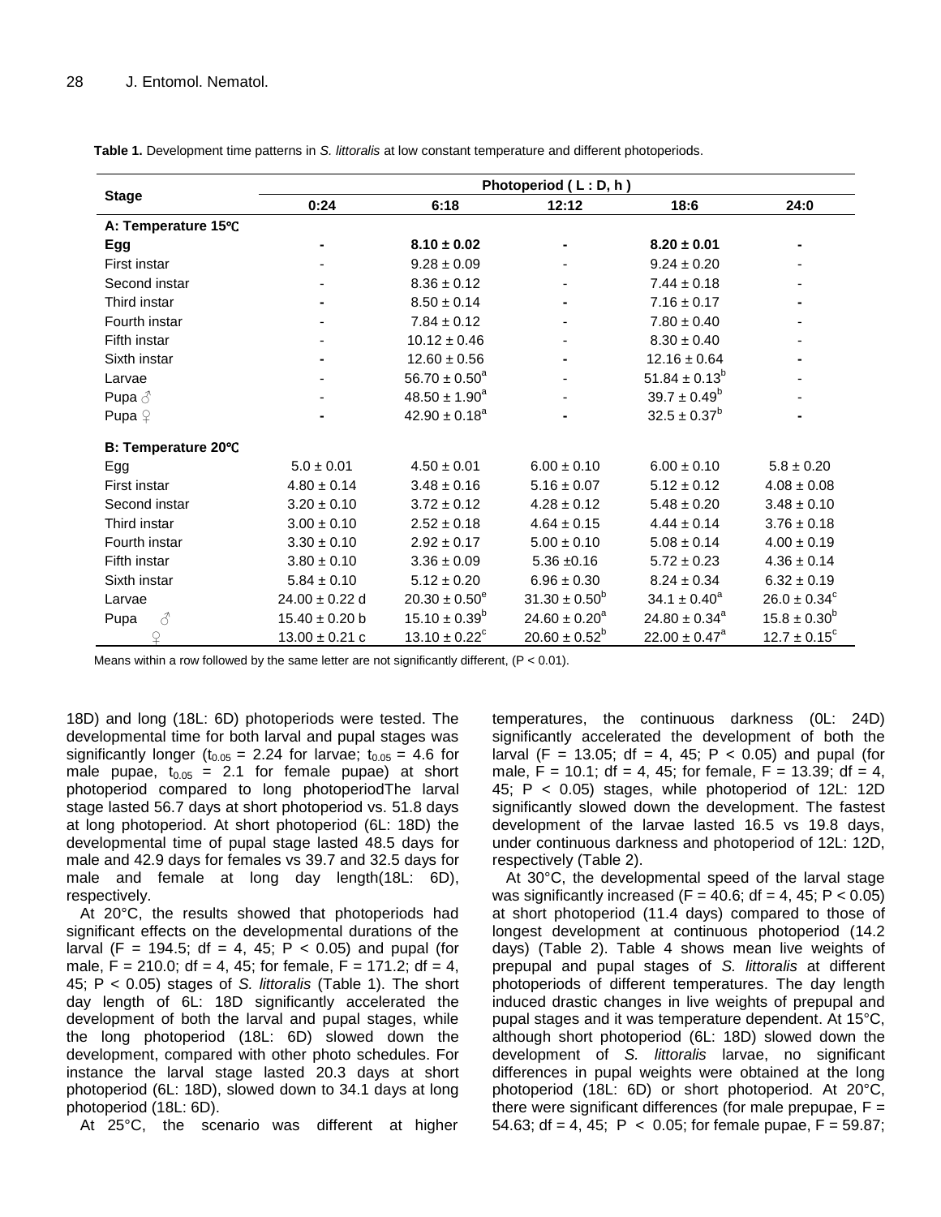**Table 1.** Development time patterns in *S. littoralis* at low constant temperature and different photoperiods.

| Stage | Photoperiod ( L : D, h ) | | | | |
|---|---|---|---|---|---|
| | 0:24 | 6:18 | 12:12 | 18:6 | 24:0 |
| **A: Temperature 15°C** | | | | | |
| **Egg** | - | **8.10 ± 0.02** | - | **8.20 ± 0.01** | - |
| First instar | - | 9.28 ± 0.09 | - | 9.24 ± 0.20 | - |
| Second instar | - | 8.36 ± 0.12 | - | 7.44 ± 0.18 | - |
| Third instar | - | 8.50 ± 0.14 | - | 7.16 ± 0.17 | - |
| Fourth instar | - | 7.84 ± 0.12 | - | 7.80 ± 0.40 | - |
| Fifth instar | - | 10.12 ± 0.46 | - | 8.30 ± 0.40 | - |
| Sixth instar | - | 12.60 ± 0.56 | - | 12.16 ± 0.64 | - |
| Larvae | - | 56.70 ± 0.50[a] | - | 51.84 ± 0.13[b] | - |
| Pupa ♂ | - | 48.50 ± 1.90[a] | - | 39.7 ± 0.49[b] | - |
| Pupa ♀ | - | 42.90 ± 0.18[a] | - | 32.5 ± 0.37[b] | - |
| **B: Temperature 20°C** | | | | | |
| Egg | 5.0 ± 0.01 | 4.50 ± 0.01 | 6.00 ± 0.10 | 6.00 ± 0.10 | 5.8 ± 0.20 |
| First instar | 4.80 ± 0.14 | 3.48 ± 0.16 | 5.16 ± 0.07 | 5.12 ± 0.12 | 4.08 ± 0.08 |
| Second instar | 3.20 ± 0.10 | 3.72 ± 0.12 | 4.28 ± 0.12 | 5.48 ± 0.20 | 3.48 ± 0.10 |
| Third instar | 3.00 ± 0.10 | 2.52 ± 0.18 | 4.64 ± 0.15 | 4.44 ± 0.14 | 3.76 ± 0.18 |
| Fourth instar | 3.30 ± 0.10 | 2.92 ± 0.17 | 5.00 ± 0.10 | 5.08 ± 0.14 | 4.00 ± 0.19 |
| Fifth instar | 3.80 ± 0.10 | 3.36 ± 0.09 | 5.36 ±0.16 | 5.72 ± 0.23 | 4.36 ± 0.14 |
| Sixth instar | 5.84 ± 0.10 | 5.12 ± 0.20 | 6.96 ± 0.30 | 8.24 ± 0.34 | 6.32 ± 0.19 |
| Larvae | 24.00 ± 0.22 d | 20.30 ± 0.50[e] | 31.30 ± 0.50[b] | 34.1 ± 0.40[a] | 26.0 ± 0.34[c] |
| Pupa ♂ | 15.40 ± 0.20 b | 15.10 ± 0.39[b] | 24.60 ± 0.20[a] | 24.80 ± 0.34[a] | 15.8 ± 0.30[b] |
| ♀ | 13.00 ± 0.21 c | 13.10 ± 0.22[c] | 20.60 ± 0.52[b] | 22.00 ± 0.47[a] | 12.7 ± 0.15[c] |

Means within a row followed by the same letter are not significantly different, ($P < 0.01$).

18D) and long (18L: 6D) photoperiods were tested. The developmental time for both larval and pupal stages was significantly longer ($t_{0.05}$ = 2.24 for larvae; $t_{0.05}$ = 4.6 for male pupae, $t_{0.05}$ = 2.1 for female pupae) at short photoperiod compared to long photoperiodThe larval stage lasted 56.7 days at short photoperiod vs. 51.8 days at long photoperiod. At short photoperiod (6L: 18D) the developmental time of pupal stage lasted 48.5 days for male and 42.9 days for females vs 39.7 and 32.5 days for male and female at long day length(18L: 6D), respectively.

At 20°C, the results showed that photoperiods had significant effects on the developmental durations of the larval ($F$ = 194.5; df = 4, 45; $P < 0.05$) and pupal (for male, $F$ = 210.0; df = 4, 45; for female, $F$ = 171.2; df = 4, 45; $P < 0.05$) stages of *S. littoralis* (Table 1). The short day length of 6L: 18D significantly accelerated the development of both the larval and pupal stages, while the long photoperiod (18L: 6D) slowed down the development, compared with other photo schedules. For instance the larval stage lasted 20.3 days at short photoperiod (6L: 18D), slowed down to 34.1 days at long photoperiod (18L: 6D).

At 25°C, the scenario was different at higher temperatures, the continuous darkness (0L: 24D) significantly accelerated the development of both the larval ($F$ = 13.05; df = 4, 45; $P < 0.05$) and pupal (for male, $F$ = 10.1; df = 4, 45; for female, $F$ = 13.39; df = 4, 45; $P < 0.05$) stages, while photoperiod of 12L: 12D significantly slowed down the development. The fastest development of the larvae lasted 16.5 vs 19.8 days, under continuous darkness and photoperiod of 12L: 12D, respectively (Table 2).

At 30°C, the developmental speed of the larval stage was significantly increased ($F$ = 40.6; df = 4, 45; $P < 0.05$) at short photoperiod (11.4 days) compared to those of longest development at continuous photoperiod (14.2 days) (Table 2). Table 4 shows mean live weights of prepupal and pupal stages of *S. littoralis* at different photoperiods of different temperatures. The day length induced drastic changes in live weights of prepupal and pupal stages and it was temperature dependent. At 15°C, although short photoperiod (6L: 18D) slowed down the development of *S. littoralis* larvae, no significant differences in pupal weights were obtained at the long photoperiod (18L: 6D) or short photoperiod. At 20°C, there were significant differences (for male prepupae, $F$ = 54.63; df = 4, 45; $P < 0.05$; for female pupae, $F$ = 59.87;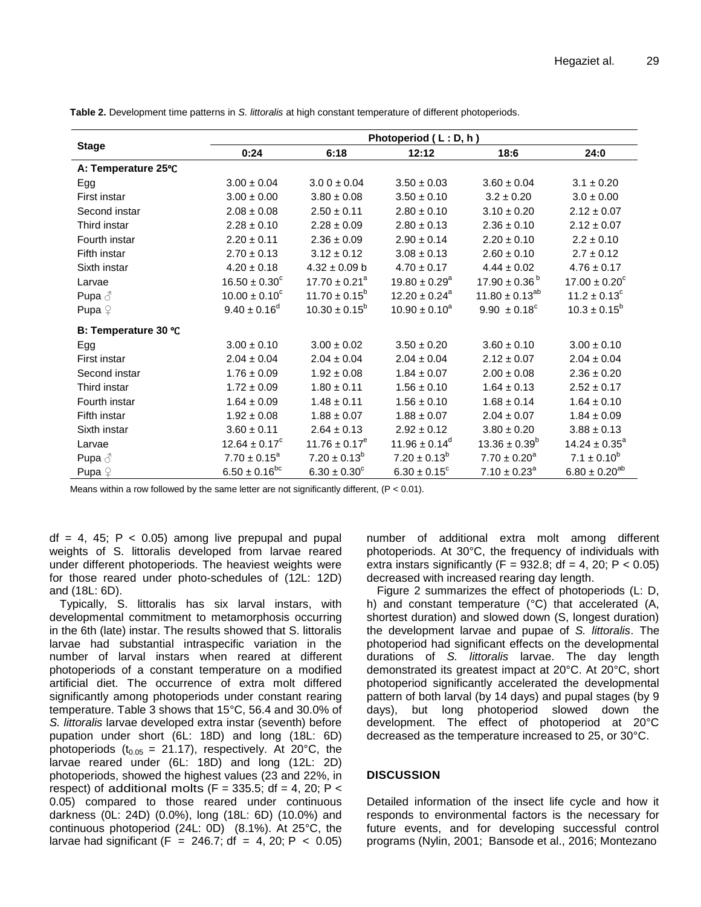**Table 2.** Development time patterns in *S. littoralis* at high constant temperature of different photoperiods.

| Stage | Photoperiod ( L : D, h ) | | | | |
|---|---|---|---|---|---|
| | 0:24 | 6:18 | 12:12 | 18:6 | 24:0 |
| **A: Temperature 25°C** | | | | | |
| Egg | 3.00 ± 0.04 | 3.0 0 ± 0.04 | 3.50 ± 0.03 | 3.60 ± 0.04 | 3.1 ± 0.20 |
| First instar | 3.00 ± 0.00 | 3.80 ± 0.08 | 3.50 ± 0.10 | 3.2 ± 0.20 | 3.0 ± 0.00 |
| Second instar | 2.08 ± 0.08 | 2.50 ± 0.11 | 2.80 ± 0.10 | 3.10 ± 0.20 | 2.12 ± 0.07 |
| Third instar | 2.28 ± 0.10 | 2.28 ± 0.09 | 2.80 ± 0.13 | 2.36 ± 0.10 | 2.12 ± 0.07 |
| Fourth instar | 2.20 ± 0.11 | 2.36 ± 0.09 | 2.90 ± 0.14 | 2.20 ± 0.10 | 2.2 ± 0.10 |
| Fifth instar | 2.70 ± 0.13 | 3.12 ± 0.12 | 3.08 ± 0.13 | 2.60 ± 0.10 | 2.7 ± 0.12 |
| Sixth instar | 4.20 ± 0.18 | 4.32 ± 0.09 b | 4.70 ± 0.17 | 4.44 ± 0.02 | 4.76 ± 0.17 |
| Larvae | 16.50 ± 0.30$^{c}$ | 17.70 ± 0.21$^{a}$ | 19.80 ± 0.29$^{a}$ | 17.90 ± 0.36$^{b}$ | 17.00 ± 0.20$^{c}$ |
| Pupa ♂ | 10.00 ± 0.10$^{c}$ | 11.70 ± 0.15$^{b}$ | 12.20 ± 0.24$^{a}$ | 11.80 ± 0.13$^{ab}$ | 11.2 ± 0.13$^{c}$ |
| Pupa ♀ | 9.40 ± 0.16$^{d}$ | 10.30 ± 0.15$^{b}$ | 10.90 ± 0.10$^{a}$ | 9.90 ± 0.18$^{c}$ | 10.3 ± 0.15$^{b}$ |
| **B: Temperature 30 °C** | | | | | |
| Egg | 3.00 ± 0.10 | 3.00 ± 0.02 | 3.50 ± 0.20 | 3.60 ± 0.10 | 3.00 ± 0.10 |
| First instar | 2.04 ± 0.04 | 2.04 ± 0.04 | 2.04 ± 0.04 | 2.12 ± 0.07 | 2.04 ± 0.04 |
| Second instar | 1.76 ± 0.09 | 1.92 ± 0.08 | 1.84 ± 0.07 | 2.00 ± 0.08 | 2.36 ± 0.20 |
| Third instar | 1.72 ± 0.09 | 1.80 ± 0.11 | 1.56 ± 0.10 | 1.64 ± 0.13 | 2.52 ± 0.17 |
| Fourth instar | 1.64 ± 0.09 | 1.48 ± 0.11 | 1.56 ± 0.10 | 1.68 ± 0.14 | 1.64 ± 0.10 |
| Fifth instar | 1.92 ± 0.08 | 1.88 ± 0.07 | 1.88 ± 0.07 | 2.04 ± 0.07 | 1.84 ± 0.09 |
| Sixth instar | 3.60 ± 0.11 | 2.64 ± 0.13 | 2.92 ± 0.12 | 3.80 ± 0.20 | 3.88 ± 0.13 |
| Larvae | 12.64 ± 0.17$^{c}$ | 11.76 ± 0.17$^{e}$ | 11.96 ± 0.14$^{d}$ | 13.36 ± 0.39$^{b}$ | 14.24 ± 0.35$^{a}$ |
| Pupa ♂ | 7.70 ± 0.15$^{a}$ | 7.20 ± 0.13$^{b}$ | 7.20 ± 0.13$^{b}$ | 7.70 ± 0.20$^{a}$ | 7.1 ± 0.10$^{b}$ |
| Pupa ♀ | 6.50 ± 0.16$^{bc}$ | 6.30 ± 0.30$^{c}$ | 6.30 ± 0.15$^{c}$ | 7.10 ± 0.23$^{a}$ | 6.80 ± 0.20$^{ab}$ |

Means within a row followed by the same letter are not significantly different, ($P < 0.01$).

df = 4, 45; $P < 0.05$) among live prepupal and pupal weights of S. littoralis developed from larvae reared under different photoperiods. The heaviest weights were for those reared under photo-schedules of (12L: 12D) and (18L: 6D).

Typically, S. littoralis has six larval instars, with developmental commitment to metamorphosis occurring in the 6th (late) instar. The results showed that S. littoralis larvae had substantial intraspecific variation in the number of larval instars when reared at different photoperiods of a constant temperature on a modified artificial diet. The occurrence of extra molt differed significantly among photoperiods under constant rearing temperature. Table 3 shows that 15°C, 56.4 and 30.0% of *S. littoralis* larvae developed extra instar (seventh) before pupation under short (6L: 18D) and long (18L: 6D) photoperiods ($t_{0.05}$ = 21.17), respectively. At 20°C, the larvae reared under (6L: 18D) and long (12L: 2D) photoperiods, showed the highest values (23 and 22%, in respect) of additional molts ($F$ = 335.5; df = 4, 20; $P < 0.05$) compared to those reared under continuous darkness (0L: 24D) (0.0%), long (18L: 6D) (10.0%) and continuous photoperiod (24L: 0D) (8.1%). At 25°C, the larvae had significant ($F$ = 246.7; df = 4, 20; $P < 0.05$) number of additional extra molt among different photoperiods. At 30°C, the frequency of individuals with extra instars significantly ($F$ = 932.8; df = 4, 20; $P < 0.05$) decreased with increased rearing day length.

Figure 2 summarizes the effect of photoperiods (L: D, h) and constant temperature (°C) that accelerated (A, shortest duration) and slowed down (S, longest duration) the development larvae and pupae of *S. littoralis*. The photoperiod had significant effects on the developmental durations of *S. littoralis* larvae. The day length demonstrated its greatest impact at 20°C. At 20°C, short photoperiod significantly accelerated the developmental pattern of both larval (by 14 days) and pupal stages (by 9 days), but long photoperiod slowed down the development. The effect of photoperiod at 20°C decreased as the temperature increased to 25, or 30°C.

## DISCUSSION

Detailed information of the insect life cycle and how it responds to environmental factors is the necessary for future events, and for developing successful control programs (Nylin, 2001; Bansode et al., 2016; Montezano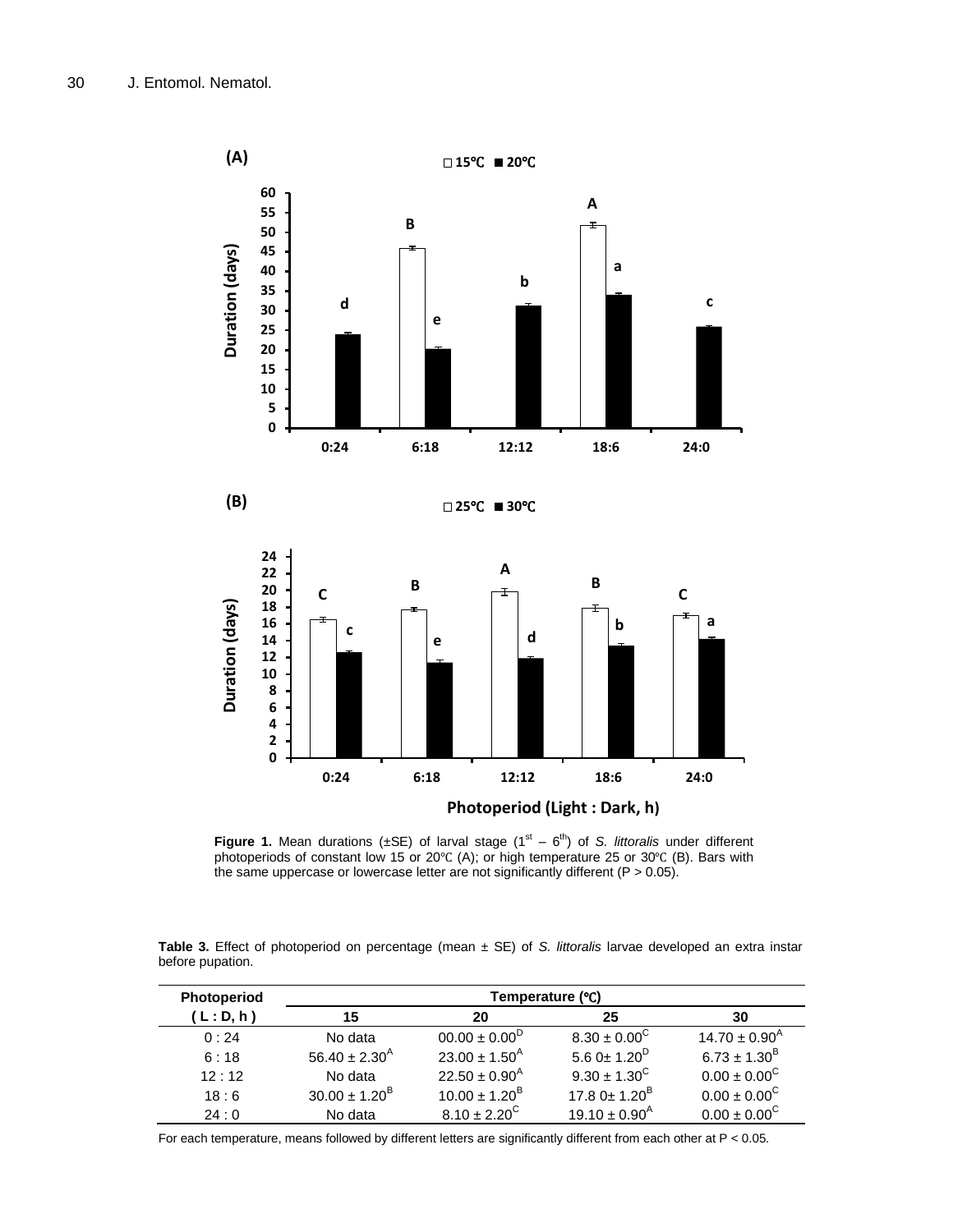**Figure 1.** Mean durations (±SE) of larval stage ($1^{st}$ – $6^{th}$) of *S. littoralis* under different photoperiods of constant low 15 or 20°C (A); or high temperature 25 or 30°C (B). Bars with the same uppercase or lowercase letter are not significantly different (P > 0.05).

**Table 3.** Effect of photoperiod on percentage (mean ± SE) of *S. littoralis* larvae developed an extra instar before pupation.

| Photoperiod | Temperature (°C) | | | |
|---|---|---|---|---|
| ( L : D, h ) | 15 | 20 | 25 | 30 |
| 0 : 24 | No data | $00.00 \pm 0.00^{D}$ | $8.30 \pm 0.00^{C}$ | $14.70 \pm 0.90^{A}$ |
| 6 : 18 | $56.40 \pm 2.30^{A}$ | $23.00 \pm 1.50^{A}$ | $5.6\ 0 \pm 1.20^{D}$ | $6.73 \pm 1.30^{B}$ |
| 12 : 12 | No data | $22.50 \pm 0.90^{A}$ | $9.30 \pm 1.30^{C}$ | $0.00 \pm 0.00^{C}$ |
| 18 : 6 | $30.00 \pm 1.20^{B}$ | $10.00 \pm 1.20^{B}$ | $17.8\ 0 \pm 1.20^{B}$ | $0.00 \pm 0.00^{C}$ |
| 24 : 0 | No data | $8.10 \pm 2.20^{C}$ | $19.10 \pm 0.90^{A}$ | $0.00 \pm 0.00^{C}$ |

For each temperature, means followed by different letters are significantly different from each other at P < 0.05.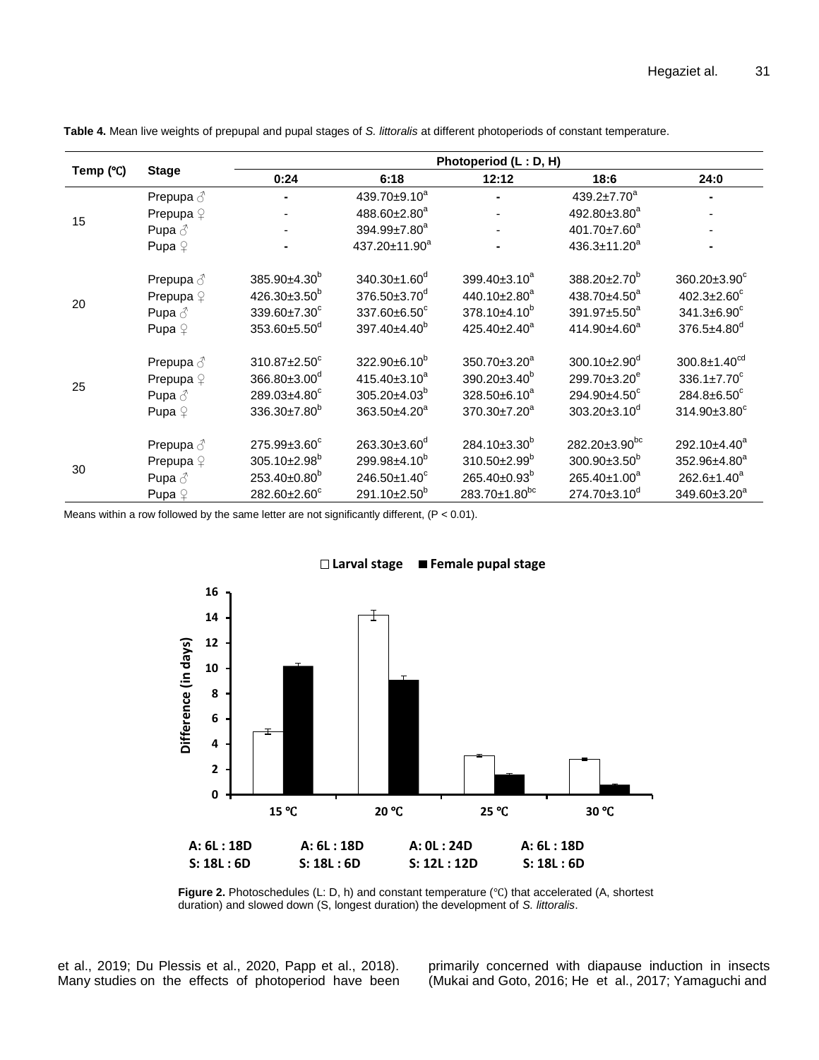**Table 4.** Mean live weights of prepupal and pupal stages of *S. littoralis* at different photoperiods of constant temperature.

| Temp (℃) | Stage | Photoperiod (L : D, H) | | | | |
|---|---|---|---|---|---|---|
| | | 0:24 | 6:18 | 12:12 | 18:6 | 24:0 |
| 15 | Prepupa ♂ | - | 439.70±9.10[a] | - | 439.2±7.70[a] | - |
| | Prepupa ♀ | - | 488.60±2.80[a] | - | 492.80±3.80[a] | - |
| | Pupa ♂ | - | 394.99±7.80[a] | - | 401.70±7.60[a] | - |
| | Pupa ♀ | - | 437.20±11.90[a] | - | 436.3±11.20[a] | - |
| 20 | Prepupa ♂ | 385.90±4.30[b] | 340.30±1.60[d] | 399.40±3.10[a] | 388.20±2.70[b] | 360.20±3.90[c] |
| | Prepupa ♀ | 426.30±3.50[b] | 376.50±3.70[d] | 440.10±2.80[a] | 438.70±4.50[a] | 402.3±2.60[c] |
| | Pupa ♂ | 339.60±7.30[c] | 337.60±6.50[c] | 378.10±4.10[b] | 391.97±5.50[a] | 341.3±6.90[c] |
| | Pupa ♀ | 353.60±5.50[d] | 397.40±4.40[b] | 425.40±2.40[a] | 414.90±4.60[a] | 376.5±4.80[d] |
| 25 | Prepupa ♂ | 310.87±2.50[c] | 322.90±6.10[b] | 350.70±3.20[a] | 300.10±2.90[d] | 300.8±1.40[cd] |
| | Prepupa ♀ | 366.80±3.00[d] | 415.40±3.10[a] | 390.20±3.40[b] | 299.70±3.20[e] | 336.1±7.70[c] |
| | Pupa ♂ | 289.03±4.80[c] | 305.20±4.03[b] | 328.50±6.10[a] | 294.90±4.50[c] | 284.8±6.50[c] |
| | Pupa ♀ | 336.30±7.80[b] | 363.50±4.20[a] | 370.30±7.20[a] | 303.20±3.10[d] | 314.90±3.80[c] |
| 30 | Prepupa ♂ | 275.99±3.60[c] | 263.30±3.60[d] | 284.10±3.30[b] | 282.20±3.90[bc] | 292.10±4.40[a] |
| | Prepupa ♀ | 305.10±2.98[b] | 299.98±4.10[b] | 310.50±2.99[b] | 300.90±3.50[b] | 352.96±4.80[a] |
| | Pupa ♂ | 253.40±0.80[b] | 246.50±1.40[c] | 265.40±0.93[b] | 265.40±1.00[a] | 262.6±1.40[a] |
| | Pupa ♀ | 282.60±2.60[c] | 291.10±2.50[b] | 283.70±1.80[bc] | 274.70±3.10[d] | 349.60±3.20[a] |

Means within a row followed by the same letter are not significantly different, ($P < 0.01$).

**Figure 2.** Photoschedules (L: D, h) and constant temperature (℃) that accelerated (A, shortest duration) and slowed down (S, longest duration) the development of *S. littoralis*.

et al., 2019; Du Plessis et al., 2020, Papp et al., 2018). Many studies on the effects of photoperiod have been primarily concerned with diapause induction in insects (Mukai and Goto, 2016; He et al., 2017; Yamaguchi and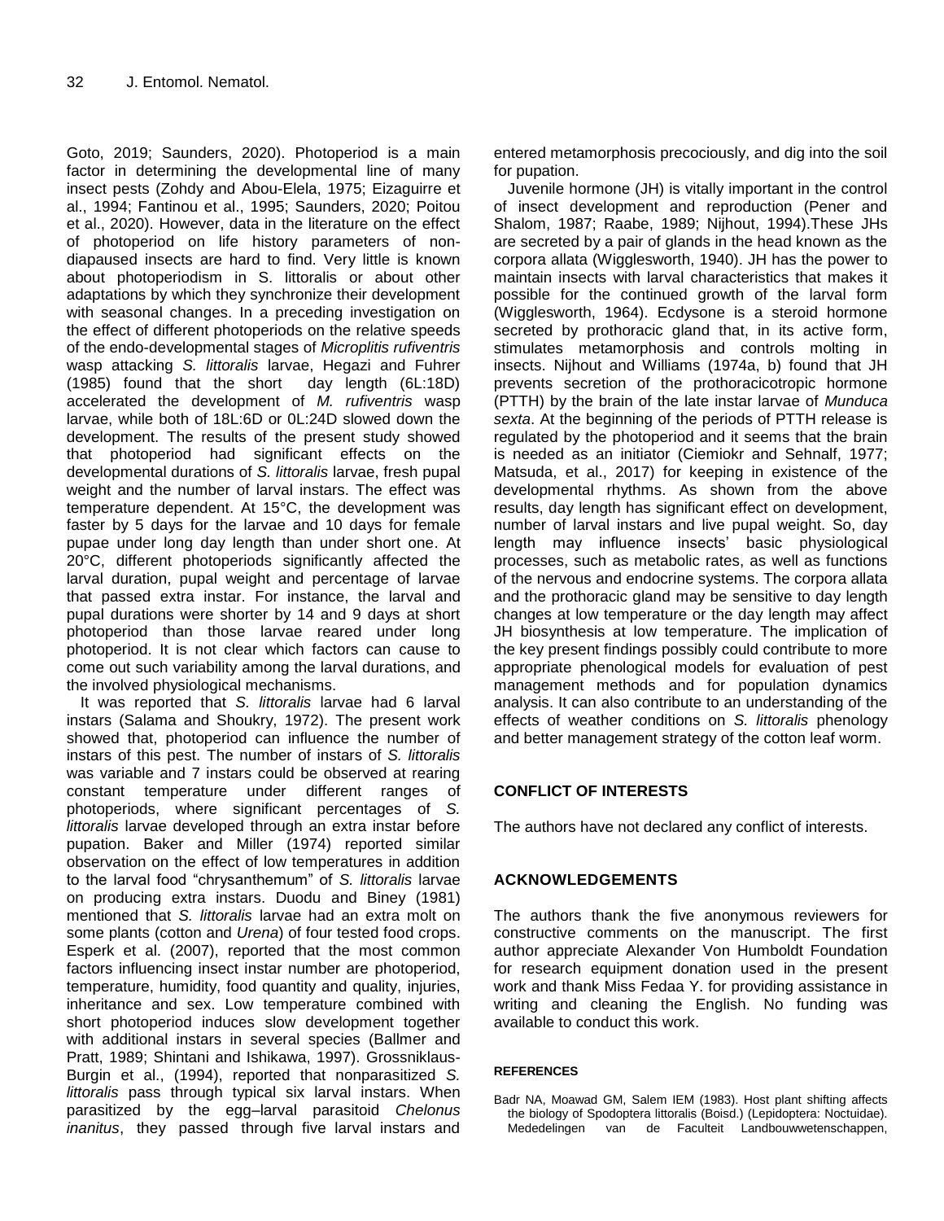Goto, 2019; Saunders, 2020). Photoperiod is a main factor in determining the developmental line of many insect pests (Zohdy and Abou-Elela, 1975; Eizaguirre et al., 1994; Fantinou et al., 1995; Saunders, 2020; Poitou et al., 2020). However, data in the literature on the effect of photoperiod on life history parameters of non-diapaused insects are hard to find. Very little is known about photoperiodism in S. littoralis or about other adaptations by which they synchronize their development with seasonal changes. In a preceding investigation on the effect of different photoperiods on the relative speeds of the endo-developmental stages of *Microplitis rufiventris* wasp attacking *S. littoralis* larvae, Hegazi and Fuhrer (1985) found that the short day length (6L:18D) accelerated the development of *M. rufiventris* wasp larvae, while both of 18L:6D or 0L:24D slowed down the development. The results of the present study showed that photoperiod had significant effects on the developmental durations of *S. littoralis* larvae, fresh pupal weight and the number of larval instars. The effect was temperature dependent. At 15°C, the development was faster by 5 days for the larvae and 10 days for female pupae under long day length than under short one. At 20°C, different photoperiods significantly affected the larval duration, pupal weight and percentage of larvae that passed extra instar. For instance, the larval and pupal durations were shorter by 14 and 9 days at short photoperiod than those larvae reared under long photoperiod. It is not clear which factors can cause to come out such variability among the larval durations, and the involved physiological mechanisms.

It was reported that *S. littoralis* larvae had 6 larval instars (Salama and Shoukry, 1972). The present work showed that, photoperiod can influence the number of instars of this pest. The number of instars of *S. littoralis* was variable and 7 instars could be observed at rearing constant temperature under different ranges of photoperiods, where significant percentages of *S. littoralis* larvae developed through an extra instar before pupation. Baker and Miller (1974) reported similar observation on the effect of low temperatures in addition to the larval food "chrysanthemum" of *S. littoralis* larvae on producing extra instars. Duodu and Biney (1981) mentioned that *S. littoralis* larvae had an extra molt on some plants (cotton and *Urena*) of four tested food crops. Esperk et al. (2007), reported that the most common factors influencing insect instar number are photoperiod, temperature, humidity, food quantity and quality, injuries, inheritance and sex. Low temperature combined with short photoperiod induces slow development together with additional instars in several species (Ballmer and Pratt, 1989; Shintani and Ishikawa, 1997). Grossniklaus-Burgin et al., (1994), reported that nonparasitized *S. littoralis* pass through typical six larval instars. When parasitized by the egg–larval parasitoid *Chelonus inanitus*, they passed through five larval instars and entered metamorphosis precociously, and dig into the soil for pupation.

Juvenile hormone (JH) is vitally important in the control of insect development and reproduction (Pener and Shalom, 1987; Raabe, 1989; Nijhout, 1994).These JHs are secreted by a pair of glands in the head known as the corpora allata (Wigglesworth, 1940). JH has the power to maintain insects with larval characteristics that makes it possible for the continued growth of the larval form (Wigglesworth, 1964). Ecdysone is a steroid hormone secreted by prothoracic gland that, in its active form, stimulates metamorphosis and controls molting in insects. Nijhout and Williams (1974a, b) found that JH prevents secretion of the prothoracicotropic hormone (PTTH) by the brain of the late instar larvae of *Munduca sexta*. At the beginning of the periods of PTTH release is regulated by the photoperiod and it seems that the brain is needed as an initiator (Ciemiokr and Sehnalf, 1977; Matsuda, et al., 2017) for keeping in existence of the developmental rhythms. As shown from the above results, day length has significant effect on development, number of larval instars and live pupal weight. So, day length may influence insects' basic physiological processes, such as metabolic rates, as well as functions of the nervous and endocrine systems. The corpora allata and the prothoracic gland may be sensitive to day length changes at low temperature or the day length may affect JH biosynthesis at low temperature. The implication of the key present findings possibly could contribute to more appropriate phenological models for evaluation of pest management methods and for population dynamics analysis. It can also contribute to an understanding of the effects of weather conditions on *S. littoralis* phenology and better management strategy of the cotton leaf worm.

## CONFLICT OF INTERESTS

The authors have not declared any conflict of interests.

## ACKNOWLEDGEMENTS

The authors thank the five anonymous reviewers for constructive comments on the manuscript. The first author appreciate Alexander Von Humboldt Foundation for research equipment donation used in the present work and thank Miss Fedaa Y. for providing assistance in writing and cleaning the English. No funding was available to conduct this work.

## REFERENCES

Badr NA, Moawad GM, Salem IEM (1983). Host plant shifting affects the biology of Spodoptera littoralis (Boisd.) (Lepidoptera: Noctuidae). Mededelingen van de Faculteit Landbouwwetenschappen,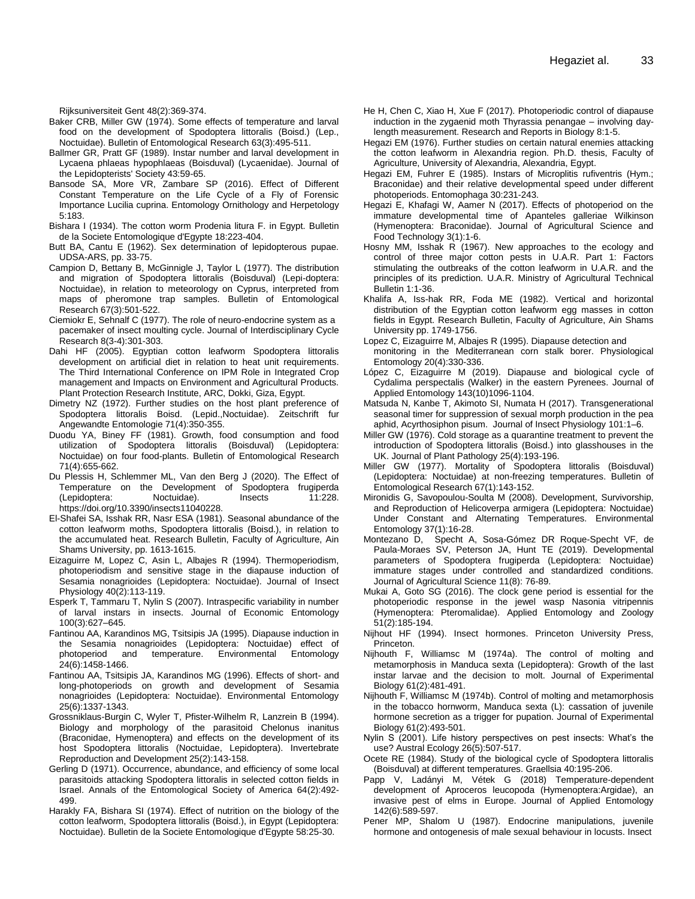Rijksuniversiteit Gent 48(2):369-374.

Baker CRB, Miller GW (1974). Some effects of temperature and larval food on the development of Spodoptera littoralis (Boisd.) (Lep., Noctuidae). Bulletin of Entomological Research 63(3):495-511.

Ballmer GR, Pratt GF (1989). Instar number and larval development in Lycaena phlaeas hypophlaeas (Boisduval) (Lycaenidae). Journal of the Lepidopterists' Society 43:59-65.

Bansode SA, More VR, Zambare SP (2016). Effect of Different Constant Temperature on the Life Cycle of a Fly of Forensic Importance Lucilia cuprina. Entomology Ornithology and Herpetology 5:183.

Bishara I (1934). The cotton worm Prodenia litura F. in Egypt. Bulletin de la Societe Entomologique d'Egypte 18:223-404.

Butt BA, Cantu E (1962). Sex determination of lepidopterous pupae. UDSA-ARS, pp. 33-75.

Campion D, Bettany B, McGinnigle J, Taylor L (1977). The distribution and migration of Spodoptera littoralis (Boisduval) (Lepi-doptera: Noctuidae), in relation to meteorology on Cyprus, interpreted from maps of pheromone trap samples. Bulletin of Entomological Research 67(3):501-522.

Ciemiokr E, Sehnalf C (1977). The role of neuro-endocrine system as a pacemaker of insect moulting cycle. Journal of Interdisciplinary Cycle Research 8(3-4):301-303.

Dahi HF (2005). Egyptian cotton leafworm Spodoptera littoralis development on artificial diet in relation to heat unit requirements. The Third International Conference on IPM Role in Integrated Crop management and Impacts on Environment and Agricultural Products. Plant Protection Research Institute, ARC, Dokki, Giza, Egypt.

Dimetry NZ (1972). Further studies on the host plant preference of Spodoptera littoralis Boisd. (Lepid.,Noctuidae). Zeitschrift fur Angewandte Entomologie 71(4):350-355.

Duodu YA, Biney FF (1981). Growth, food consumption and food utilization of Spodoptera littoralis (Boisduval) (Lepidoptera: Noctuidae) on four food-plants. Bulletin of Entomological Research 71(4):655-662.

Du Plessis H, Schlemmer ML, Van den Berg J (2020). The Effect of Temperature on the Development of Spodoptera frugiperda (Lepidoptera: Noctuidae). Insects 11:228. https://doi.org/10.3390/insects11040228.

El-Shafei SA, Isshak RR, Nasr ESA (1981). Seasonal abundance of the cotton leafworm moths, Spodoptera littoralis (Boisd.), in relation to the accumulated heat. Research Bulletin, Faculty of Agriculture, Ain Shams University, pp. 1613-1615.

Eizaguirre M, Lopez C, Asin L, Albajes R (1994). Thermoperiodism, photoperiodism and sensitive stage in the diapause induction of Sesamia nonagrioides (Lepidoptera: Noctuidae). Journal of Insect Physiology 40(2):113-119.

Esperk T, Tammaru T, Nylin S (2007). Intraspecific variability in number of larval instars in insects. Journal of Economic Entomology 100(3):627–645.

Fantinou AA, Karandinos MG, Tsitsipis JA (1995). Diapause induction in the Sesamia nonagrioides (Lepidoptera: Noctuidae) effect of photoperiod and temperature. Environmental Entomology 24(6):1458-1466.

Fantinou AA, Tsitsipis JA, Karandinos MG (1996). Effects of short- and long-photoperiods on growth and development of Sesamia nonagrioides (Lepidoptera: Noctuidae). Environmental Entomology 25(6):1337-1343.

Grossniklaus-Burgin C, Wyler T, Pfister-Wilhelm R, Lanzrein B (1994). Biology and morphology of the parasitoid Chelonus inanitus (Braconidae, Hymenoptera) and effects on the development of its host Spodoptera littoralis (Noctuidae, Lepidoptera). Invertebrate Reproduction and Development 25(2):143-158.

Gerling D (1971). Occurrence, abundance, and efficiency of some local parasitoids attacking Spodoptera littoralis in selected cotton fields in Israel. Annals of the Entomological Society of America 64(2):492-499.

Harakly FA, Bishara SI (1974). Effect of nutrition on the biology of the cotton leafworm, Spodoptera littoralis (Boisd.), in Egypt (Lepidoptera: Noctuidae). Bulletin de la Societe Entomologique d'Egypte 58:25-30.

He H, Chen C, Xiao H, Xue F (2017). Photoperiodic control of diapause induction in the zygaenid moth Thyrassia penangae – involving day-length measurement. Research and Reports in Biology 8:1-5.

Hegazi EM (1976). Further studies on certain natural enemies attacking the cotton leafworm in Alexandria region. Ph.D. thesis, Faculty of Agriculture, University of Alexandria, Alexandria, Egypt.

Hegazi EM, Fuhrer E (1985). Instars of Microplitis rufiventris (Hym.; Braconidae) and their relative developmental speed under different photoperiods. Entomophaga 30:231-243.

Hegazi E, Khafagi W, Aamer N (2017). Effects of photoperiod on the immature developmental time of Apanteles galleriae Wilkinson (Hymenoptera: Braconidae). Journal of Agricultural Science and Food Technology 3(1):1-6.

Hosny MM, Isshak R (1967). New approaches to the ecology and control of three major cotton pests in U.A.R. Part 1: Factors stimulating the outbreaks of the cotton leafworm in U.A.R. and the principles of its prediction. U.A.R. Ministry of Agricultural Technical Bulletin 1:1-36.

Khalifa A, Iss-hak RR, Foda ME (1982). Vertical and horizontal distribution of the Egyptian cotton leafworm egg masses in cotton fields in Egypt. Research Bulletin, Faculty of Agriculture, Ain Shams University pp. 1749-1756.

Lopez C, Eizaguirre M, Albajes R (1995). Diapause detection and monitoring in the Mediterranean corn stalk borer. Physiological Entomology 20(4):330-336.

López C, Eizaguirre M (2019). Diapause and biological cycle of Cydalima perspectalis (Walker) in the eastern Pyrenees. Journal of Applied Entomology 143(10)1096-1104.

Matsuda N, Kanbe T, Akimoto SI, Numata H (2017). Transgenerational seasonal timer for suppression of sexual morph production in the pea aphid, Acyrthosiphon pisum. Journal of Insect Physiology 101:1–6.

Miller GW (1976). Cold storage as a quarantine treatment to prevent the introduction of Spodoptera littoralis (Boisd.) into glasshouses in the UK. Journal of Plant Pathology 25(4):193-196.

Miller GW (1977). Mortality of Spodoptera littoralis (Boisduval) (Lepidoptera: Noctuidae) at non-freezing temperatures. Bulletin of Entomological Research 67(1):143-152.

Mironidis G, Savopoulou-Soulta M (2008). Development, Survivorship, and Reproduction of Helicoverpa armigera (Lepidoptera: Noctuidae) Under Constant and Alternating Temperatures. Environmental Entomology 37(1):16-28.

Montezano D, Specht A, Sosa-Gómez DR Roque-Specht VF, de Paula-Moraes SV, Peterson JA, Hunt TE (2019). Developmental parameters of Spodoptera frugiperda (Lepidoptera: Noctuidae) immature stages under controlled and standardized conditions. Journal of Agricultural Science 11(8): 76-89.

Mukai A, Goto SG (2016). The clock gene period is essential for the photoperiodic response in the jewel wasp Nasonia vitripennis (Hymenoptera: Pteromalidae). Applied Entomology and Zoology 51(2):185-194.

Nijhout HF (1994). Insect hormones. Princeton University Press, Princeton.

Nijhouth F, Williamsc M (1974a). The control of molting and metamorphosis in Manduca sexta (Lepidoptera): Growth of the last instar larvae and the decision to molt. Journal of Experimental Biology 61(2):481-491.

Nijhouth F, Williamsc M (1974b). Control of molting and metamorphosis in the tobacco hornworm, Manduca sexta (L): cassation of juvenile hormone secretion as a trigger for pupation. Journal of Experimental Biology 61(2):493-501.

Nylin S (2001). Life history perspectives on pest insects: What's the use? Austral Ecology 26(5):507-517.

Ocete RE (1984). Study of the biological cycle of Spodoptera littoralis (Boisduval) at different temperatures. Graellsia 40:195-206.

Papp V, Ladányi M, Vétek G (2018) Temperature-dependent development of Aproceros leucopoda (Hymenoptera:Argidae), an invasive pest of elms in Europe. Journal of Applied Entomology 142(6):589-597.

Pener MP, Shalom U (1987). Endocrine manipulations, juvenile hormone and ontogenesis of male sexual behaviour in locusts. Insect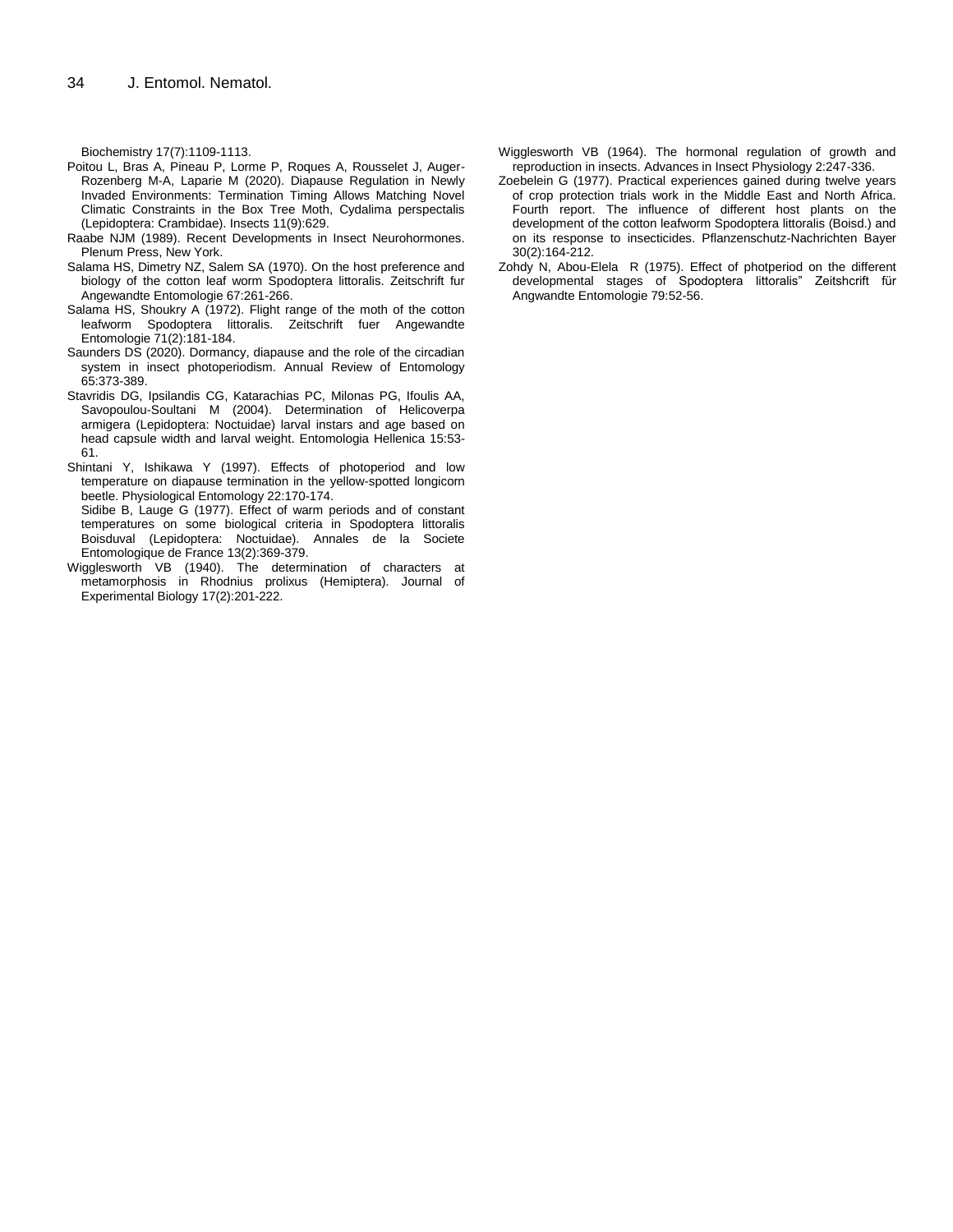Biochemistry 17(7):1109-1113.

Poitou L, Bras A, Pineau P, Lorme P, Roques A, Rousselet J, Auger-Rozenberg M-A, Laparie M (2020). Diapause Regulation in Newly Invaded Environments: Termination Timing Allows Matching Novel Climatic Constraints in the Box Tree Moth, Cydalima perspectalis (Lepidoptera: Crambidae). Insects 11(9):629.

Raabe NJM (1989). Recent Developments in Insect Neurohormones. Plenum Press, New York.

Salama HS, Dimetry NZ, Salem SA (1970). On the host preference and biology of the cotton leaf worm Spodoptera littoralis. Zeitschrift fur Angewandte Entomologie 67:261-266.

Salama HS, Shoukry A (1972). Flight range of the moth of the cotton leafworm Spodoptera littoralis. Zeitschrift fuer Angewandte Entomologie 71(2):181-184.

Saunders DS (2020). Dormancy, diapause and the role of the circadian system in insect photoperiodism. Annual Review of Entomology 65:373-389.

Stavridis DG, Ipsilandis CG, Katarachias PC, Milonas PG, Ifoulis AA, Savopoulou-Soultani M (2004). Determination of Helicoverpa armigera (Lepidoptera: Noctuidae) larval instars and age based on head capsule width and larval weight. Entomologia Hellenica 15:53-61.

Shintani Y, Ishikawa Y (1997). Effects of photoperiod and low temperature on diapause termination in the yellow-spotted longicorn beetle. Physiological Entomology 22:170-174.

Sidibe B, Lauge G (1977). Effect of warm periods and of constant temperatures on some biological criteria in Spodoptera littoralis Boisduval (Lepidoptera: Noctuidae). Annales de la Societe Entomologique de France 13(2):369-379.

Wigglesworth VB (1940). The determination of characters at metamorphosis in Rhodnius prolixus (Hemiptera). Journal of Experimental Biology 17(2):201-222.

Wigglesworth VB (1964). The hormonal regulation of growth and reproduction in insects. Advances in Insect Physiology 2:247-336.

Zoebelein G (1977). Practical experiences gained during twelve years of crop protection trials work in the Middle East and North Africa. Fourth report. The influence of different host plants on the development of the cotton leafworm Spodoptera littoralis (Boisd.) and on its response to insecticides. Pflanzenschutz-Nachrichten Bayer 30(2):164-212.

Zohdy N, Abou-Elela R (1975). Effect of photperiod on the different developmental stages of Spodoptera littoralis" Zeitshcrift für Angwandte Entomologie 79:52-56.